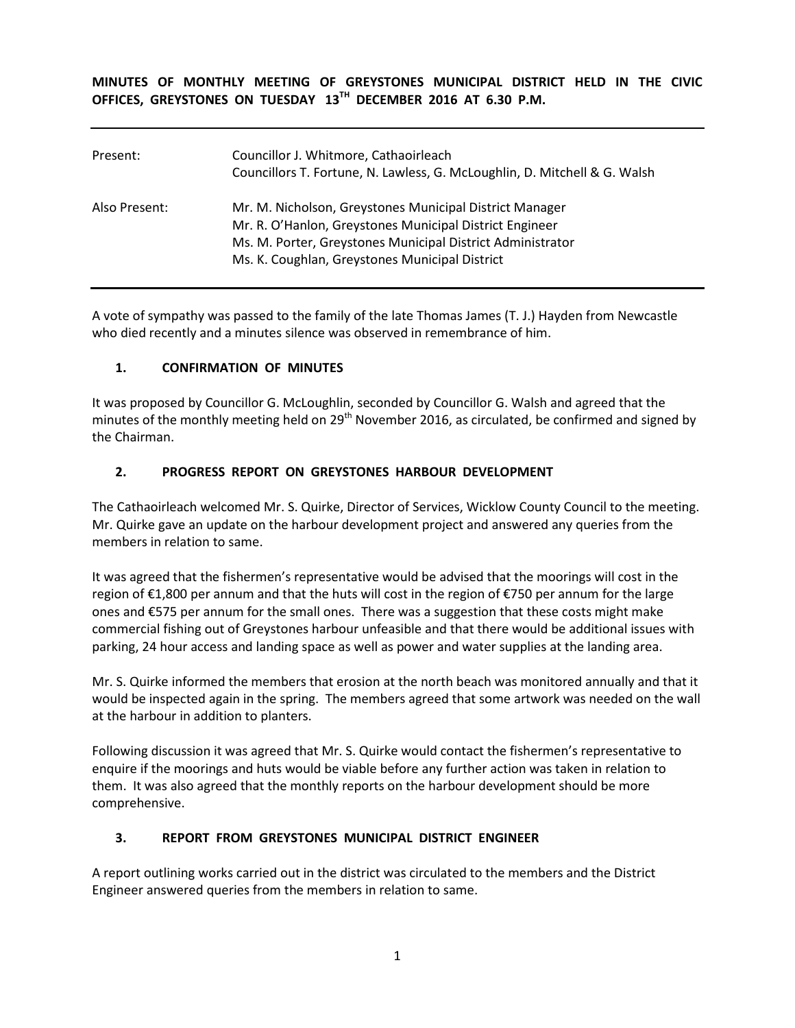**MINUTES OF MONTHLY MEETING OF GREYSTONES MUNICIPAL DISTRICT HELD IN THE CIVIC OFFICES, GREYSTONES ON TUESDAY 13TH DECEMBER 2016 AT 6.30 P.M.**

---

| | |
|---|---|
| Present: | Councillor J. Whitmore, Cathaoirleach<br>Councillors T. Fortune, N. Lawless, G. McLoughlin, D. Mitchell & G. Walsh |
| Also Present: | Mr. M. Nicholson, Greystones Municipal District Manager<br>Mr. R. O'Hanlon, Greystones Municipal District Engineer<br>Ms. M. Porter, Greystones Municipal District Administrator<br>Ms. K. Coughlan, Greystones Municipal District |

---

A vote of sympathy was passed to the family of the late Thomas James (T. J.) Hayden from Newcastle who died recently and a minutes silence was observed in remembrance of him.

## 1. CONFIRMATION OF MINUTES

It was proposed by Councillor G. McLoughlin, seconded by Councillor G. Walsh and agreed that the minutes of the monthly meeting held on 29th November 2016, as circulated, be confirmed and signed by the Chairman.

## 2. PROGRESS REPORT ON GREYSTONES HARBOUR DEVELOPMENT

The Cathaoirleach welcomed Mr. S. Quirke, Director of Services, Wicklow County Council to the meeting. Mr. Quirke gave an update on the harbour development project and answered any queries from the members in relation to same.

It was agreed that the fishermen's representative would be advised that the moorings will cost in the region of €1,800 per annum and that the huts will cost in the region of €750 per annum for the large ones and €575 per annum for the small ones. There was a suggestion that these costs might make commercial fishing out of Greystones harbour unfeasible and that there would be additional issues with parking, 24 hour access and landing space as well as power and water supplies at the landing area.

Mr. S. Quirke informed the members that erosion at the north beach was monitored annually and that it would be inspected again in the spring. The members agreed that some artwork was needed on the wall at the harbour in addition to planters.

Following discussion it was agreed that Mr. S. Quirke would contact the fishermen's representative to enquire if the moorings and huts would be viable before any further action was taken in relation to them. It was also agreed that the monthly reports on the harbour development should be more comprehensive.

## 3. REPORT FROM GREYSTONES MUNICIPAL DISTRICT ENGINEER

A report outlining works carried out in the district was circulated to the members and the District Engineer answered queries from the members in relation to same.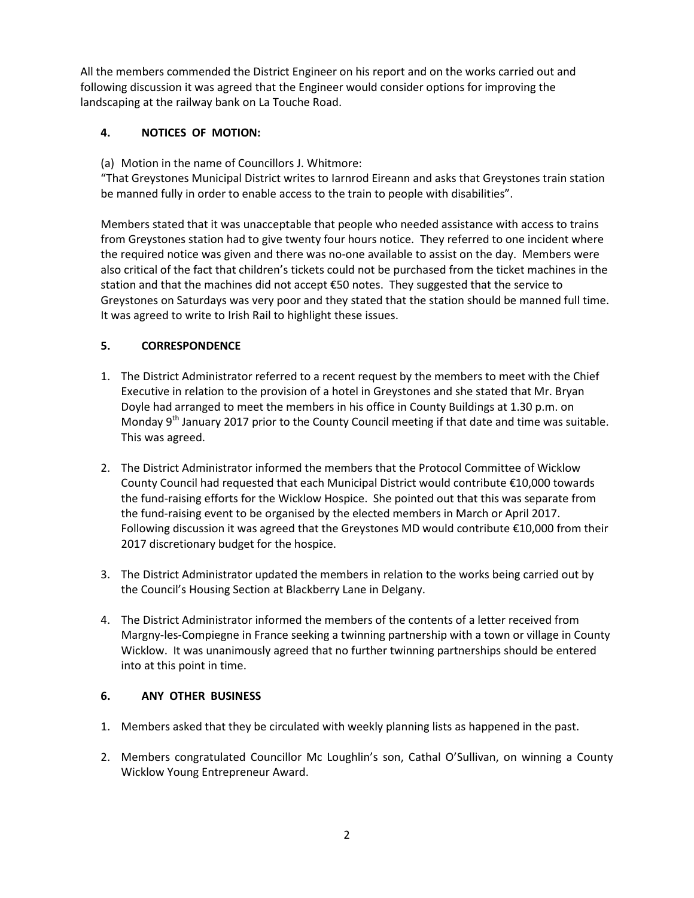All the members commended the District Engineer on his report and on the works carried out and following discussion it was agreed that the Engineer would consider options for improving the landscaping at the railway bank on La Touche Road.

## 4. NOTICES OF MOTION:

(a) Motion in the name of Councillors J. Whitmore:

"That Greystones Municipal District writes to Iarnrod Eireann and asks that Greystones train station be manned fully in order to enable access to the train to people with disabilities".

Members stated that it was unacceptable that people who needed assistance with access to trains from Greystones station had to give twenty four hours notice. They referred to one incident where the required notice was given and there was no-one available to assist on the day. Members were also critical of the fact that children's tickets could not be purchased from the ticket machines in the station and that the machines did not accept €50 notes. They suggested that the service to Greystones on Saturdays was very poor and they stated that the station should be manned full time. It was agreed to write to Irish Rail to highlight these issues.

## 5. CORRESPONDENCE

1. The District Administrator referred to a recent request by the members to meet with the Chief Executive in relation to the provision of a hotel in Greystones and she stated that Mr. Bryan Doyle had arranged to meet the members in his office in County Buildings at 1.30 p.m. on Monday 9th January 2017 prior to the County Council meeting if that date and time was suitable. This was agreed.

2. The District Administrator informed the members that the Protocol Committee of Wicklow County Council had requested that each Municipal District would contribute €10,000 towards the fund-raising efforts for the Wicklow Hospice. She pointed out that this was separate from the fund-raising event to be organised by the elected members in March or April 2017. Following discussion it was agreed that the Greystones MD would contribute €10,000 from their 2017 discretionary budget for the hospice.

3. The District Administrator updated the members in relation to the works being carried out by the Council's Housing Section at Blackberry Lane in Delgany.

4. The District Administrator informed the members of the contents of a letter received from Margny-les-Compiegne in France seeking a twinning partnership with a town or village in County Wicklow. It was unanimously agreed that no further twinning partnerships should be entered into at this point in time.

## 6. ANY OTHER BUSINESS

1. Members asked that they be circulated with weekly planning lists as happened in the past.

2. Members congratulated Councillor Mc Loughlin's son, Cathal O'Sullivan, on winning a County Wicklow Young Entrepreneur Award.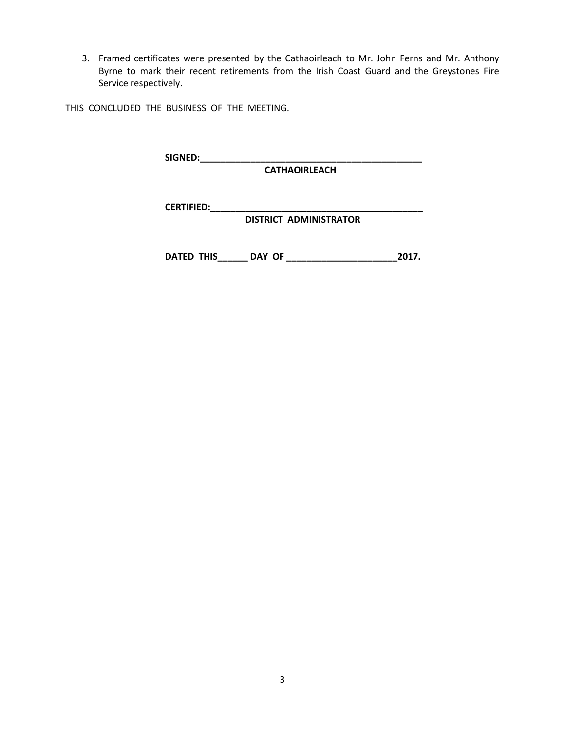3. Framed certificates were presented by the Cathaoirleach to Mr. John Ferns and Mr. Anthony Byrne to mark their recent retirements from the Irish Coast Guard and the Greystones Fire Service respectively.

THIS CONCLUDED THE BUSINESS OF THE MEETING.

**SIGNED:_____________________________________________**
**CATHAOIRLEACH**

**CERTIFIED:__________________________________________**
**DISTRICT ADMINISTRATOR**

**DATED THIS______ DAY OF ______________________2017.**